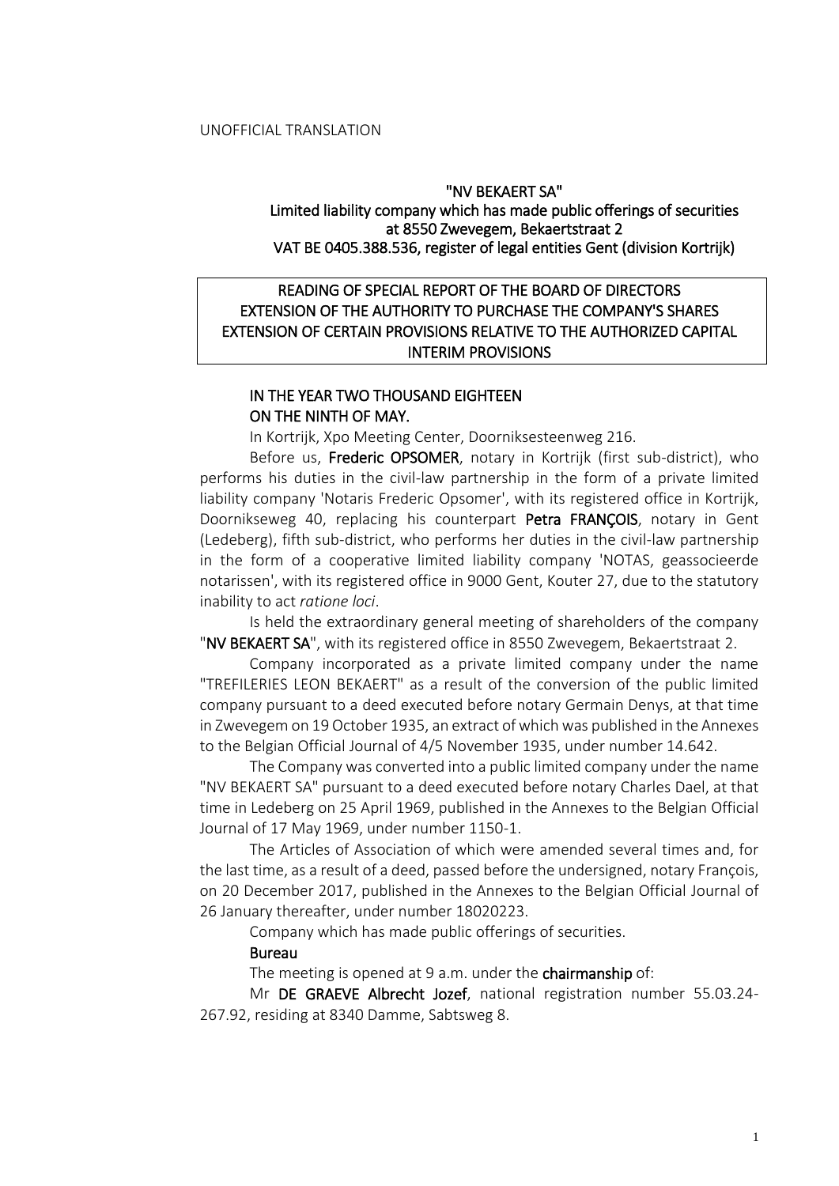UNOFFICIAL TRANSLATION

**"NV BEKAERT SA"**
**Limited liability company which has made public offerings of securities at 8550 Zwevegem, Bekaertstraat 2**
**VAT BE 0405.388.536, register of legal entities Gent (division Kortrijk)**

**READING OF SPECIAL REPORT OF THE BOARD OF DIRECTORS**
**EXTENSION OF THE AUTHORITY TO PURCHASE THE COMPANY'S SHARES**
**EXTENSION OF CERTAIN PROVISIONS RELATIVE TO THE AUTHORIZED CAPITAL**
**INTERIM PROVISIONS**

**IN THE YEAR TWO THOUSAND EIGHTEEN**
**ON THE NINTH OF MAY.**

In Kortrijk, Xpo Meeting Center, Doorniksesteenweg 216.

Before us, **Frederic OPSOMER**, notary in Kortrijk (first sub-district), who performs his duties in the civil-law partnership in the form of a private limited liability company 'Notaris Frederic Opsomer', with its registered office in Kortrijk, Doornikseweg 40, replacing his counterpart **Petra FRANÇOIS**, notary in Gent (Ledeberg), fifth sub-district, who performs her duties in the civil-law partnership in the form of a cooperative limited liability company 'NOTAS, geassocieerde notarissen', with its registered office in 9000 Gent, Kouter 27, due to the statutory inability to act *ratione loci*.

Is held the extraordinary general meeting of shareholders of the company "**NV BEKAERT SA**", with its registered office in 8550 Zwevegem, Bekaertstraat 2.

Company incorporated as a private limited company under the name "TREFILERIES LEON BEKAERT" as a result of the conversion of the public limited company pursuant to a deed executed before notary Germain Denys, at that time in Zwevegem on 19 October 1935, an extract of which was published in the Annexes to the Belgian Official Journal of 4/5 November 1935, under number 14.642.

The Company was converted into a public limited company under the name "NV BEKAERT SA" pursuant to a deed executed before notary Charles Dael, at that time in Ledeberg on 25 April 1969, published in the Annexes to the Belgian Official Journal of 17 May 1969, under number 1150-1.

The Articles of Association of which were amended several times and, for the last time, as a result of a deed, passed before the undersigned, notary François, on 20 December 2017, published in the Annexes to the Belgian Official Journal of 26 January thereafter, under number 18020223.

Company which has made public offerings of securities.

**Bureau**

The meeting is opened at 9 a.m. under the **chairmanship** of:

Mr **DE GRAEVE Albrecht Jozef**, national registration number 55.03.24-267.92, residing at 8340 Damme, Sabtsweg 8.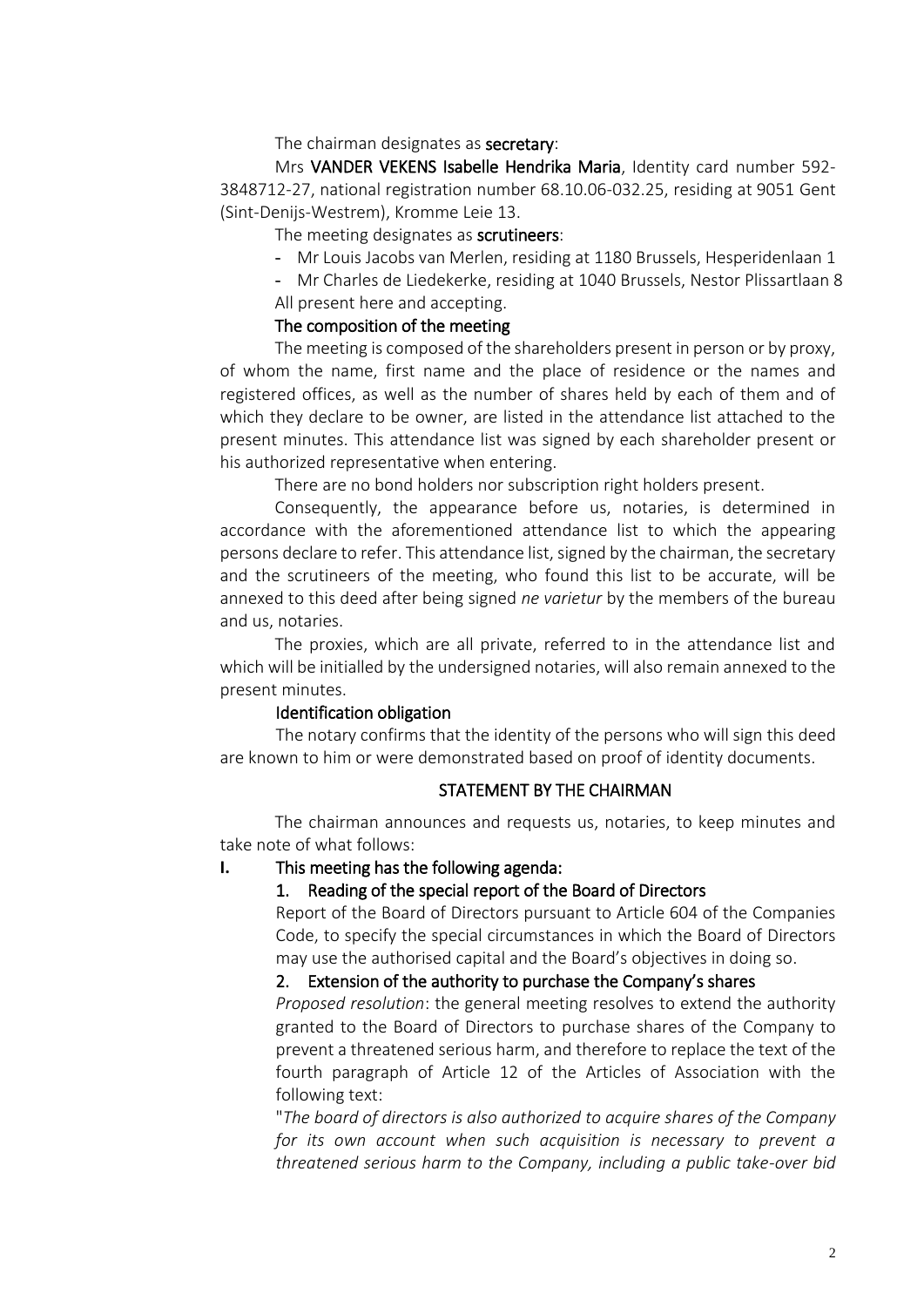The chairman designates as **secretary**:

Mrs **VANDER VEKENS Isabelle Hendrika Maria**, Identity card number 592-3848712-27, national registration number 68.10.06-032.25, residing at 9051 Gent (Sint-Denijs-Westrem), Kromme Leie 13.

The meeting designates as **scrutineers**:

- Mr Louis Jacobs van Merlen, residing at 1180 Brussels, Hesperidenlaan 1
- Mr Charles de Liedekerke, residing at 1040 Brussels, Nestor Plissartlaan 8

All present here and accepting.

**The composition of the meeting**

The meeting is composed of the shareholders present in person or by proxy, of whom the name, first name and the place of residence or the names and registered offices, as well as the number of shares held by each of them and of which they declare to be owner, are listed in the attendance list attached to the present minutes. This attendance list was signed by each shareholder present or his authorized representative when entering.

There are no bond holders nor subscription right holders present.

Consequently, the appearance before us, notaries, is determined in accordance with the aforementioned attendance list to which the appearing persons declare to refer. This attendance list, signed by the chairman, the secretary and the scrutineers of the meeting, who found this list to be accurate, will be annexed to this deed after being signed *ne varietur* by the members of the bureau and us, notaries.

The proxies, which are all private, referred to in the attendance list and which will be initialled by the undersigned notaries, will also remain annexed to the present minutes.

**Identification obligation**

The notary confirms that the identity of the persons who will sign this deed are known to him or were demonstrated based on proof of identity documents.

**STATEMENT BY THE CHAIRMAN**

The chairman announces and requests us, notaries, to keep minutes and take note of what follows:

**I. This meeting has the following agenda:**

**1. Reading of the special report of the Board of Directors**

Report of the Board of Directors pursuant to Article 604 of the Companies Code, to specify the special circumstances in which the Board of Directors may use the authorised capital and the Board's objectives in doing so.

**2. Extension of the authority to purchase the Company's shares**

*Proposed resolution*: the general meeting resolves to extend the authority granted to the Board of Directors to purchase shares of the Company to prevent a threatened serious harm, and therefore to replace the text of the fourth paragraph of Article 12 of the Articles of Association with the following text:

"*The board of directors is also authorized to acquire shares of the Company for its own account when such acquisition is necessary to prevent a threatened serious harm to the Company, including a public take-over bid*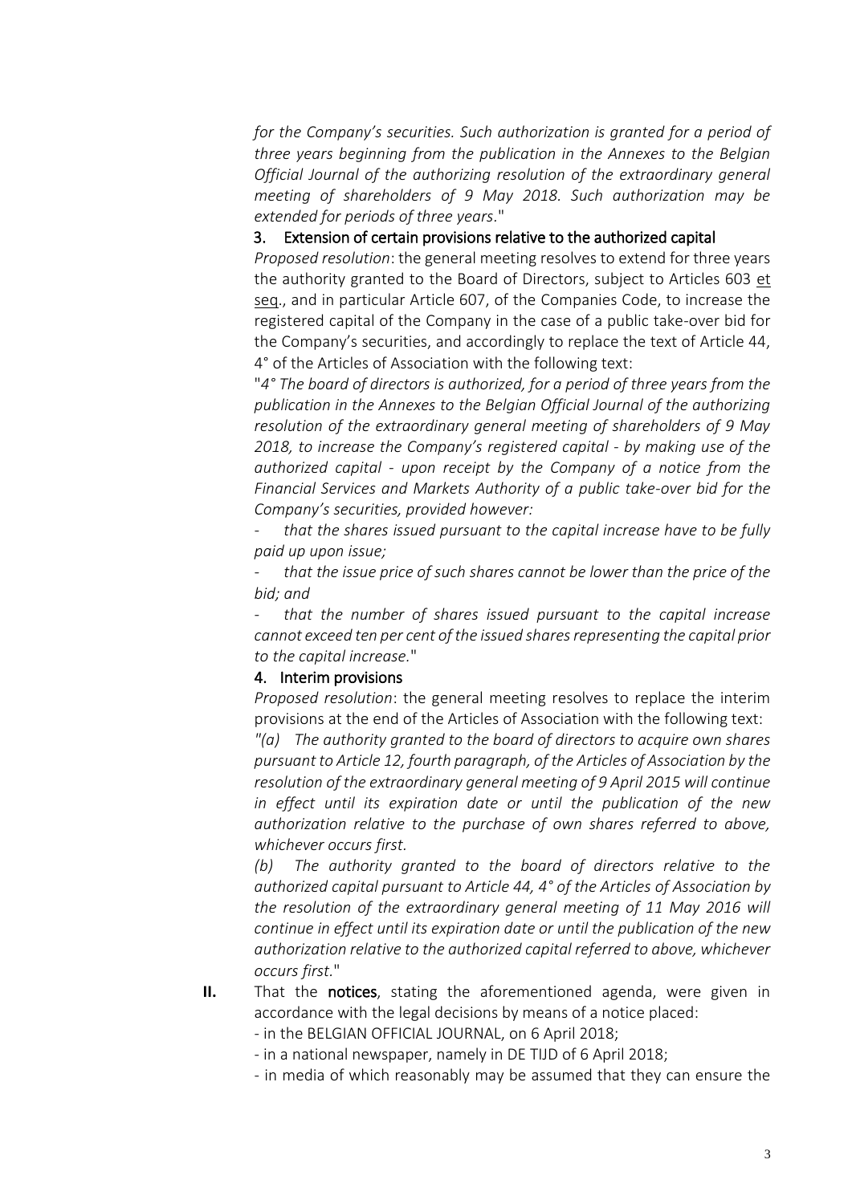*for the Company's securities. Such authorization is granted for a period of three years beginning from the publication in the Annexes to the Belgian Official Journal of the authorizing resolution of the extraordinary general meeting of shareholders of 9 May 2018. Such authorization may be extended for periods of three years*."

3. Extension of certain provisions relative to the authorized capital

*Proposed resolution*: the general meeting resolves to extend for three years the authority granted to the Board of Directors, subject to Articles 603 et seq., and in particular Article 607, of the Companies Code, to increase the registered capital of the Company in the case of a public take-over bid for the Company's securities, and accordingly to replace the text of Article 44, 4° of the Articles of Association with the following text:

"*4° The board of directors is authorized, for a period of three years from the publication in the Annexes to the Belgian Official Journal of the authorizing resolution of the extraordinary general meeting of shareholders of 9 May 2018, to increase the Company's registered capital - by making use of the authorized capital - upon receipt by the Company of a notice from the Financial Services and Markets Authority of a public take-over bid for the Company's securities, provided however:*

- *that the shares issued pursuant to the capital increase have to be fully paid up upon issue;*
- *that the issue price of such shares cannot be lower than the price of the bid; and*
- *that the number of shares issued pursuant to the capital increase cannot exceed ten per cent of the issued shares representing the capital prior to the capital increase.*"

4. Interim provisions

*Proposed resolution*: the general meeting resolves to replace the interim provisions at the end of the Articles of Association with the following text:

*"(a) The authority granted to the board of directors to acquire own shares pursuant to Article 12, fourth paragraph, of the Articles of Association by the resolution of the extraordinary general meeting of 9 April 2015 will continue in effect until its expiration date or until the publication of the new authorization relative to the purchase of own shares referred to above, whichever occurs first.*

*(b) The authority granted to the board of directors relative to the authorized capital pursuant to Article 44, 4° of the Articles of Association by the resolution of the extraordinary general meeting of 11 May 2016 will continue in effect until its expiration date or until the publication of the new authorization relative to the authorized capital referred to above, whichever occurs first.*"

**II.** That the **notices**, stating the aforementioned agenda, were given in accordance with the legal decisions by means of a notice placed:

- in the BELGIAN OFFICIAL JOURNAL, on 6 April 2018;
- in a national newspaper, namely in DE TIJD of 6 April 2018;
- in media of which reasonably may be assumed that they can ensure the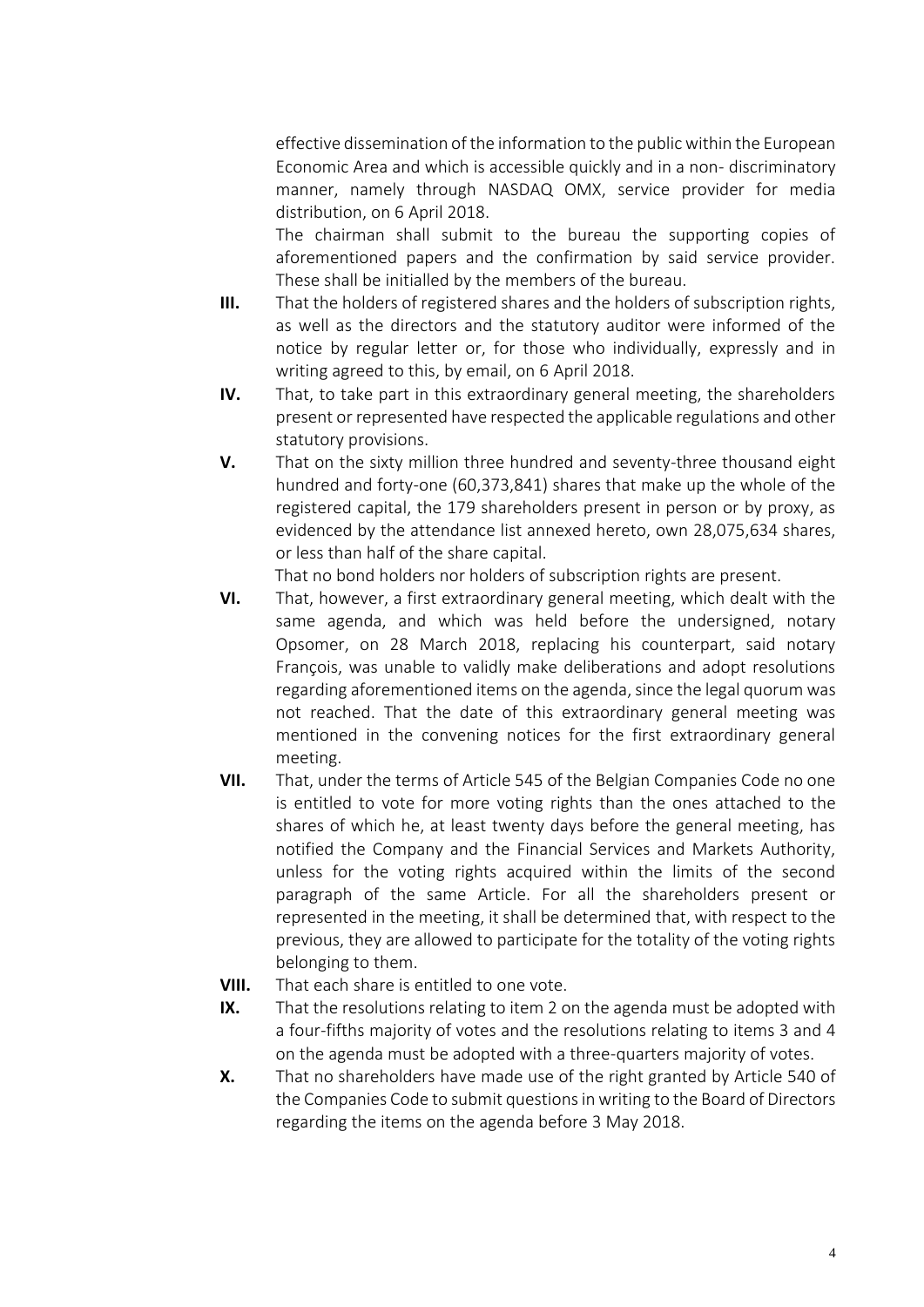effective dissemination of the information to the public within the European Economic Area and which is accessible quickly and in a non- discriminatory manner, namely through NASDAQ OMX, service provider for media distribution, on 6 April 2018.

The chairman shall submit to the bureau the supporting copies of aforementioned papers and the confirmation by said service provider. These shall be initialled by the members of the bureau.

**III.** That the holders of registered shares and the holders of subscription rights, as well as the directors and the statutory auditor were informed of the notice by regular letter or, for those who individually, expressly and in writing agreed to this, by email, on 6 April 2018.

**IV.** That, to take part in this extraordinary general meeting, the shareholders present or represented have respected the applicable regulations and other statutory provisions.

**V.** That on the sixty million three hundred and seventy-three thousand eight hundred and forty-one (60,373,841) shares that make up the whole of the registered capital, the 179 shareholders present in person or by proxy, as evidenced by the attendance list annexed hereto, own 28,075,634 shares, or less than half of the share capital.

That no bond holders nor holders of subscription rights are present.

**VI.** That, however, a first extraordinary general meeting, which dealt with the same agenda, and which was held before the undersigned, notary Opsomer, on 28 March 2018, replacing his counterpart, said notary François, was unable to validly make deliberations and adopt resolutions regarding aforementioned items on the agenda, since the legal quorum was not reached. That the date of this extraordinary general meeting was mentioned in the convening notices for the first extraordinary general meeting.

**VII.** That, under the terms of Article 545 of the Belgian Companies Code no one is entitled to vote for more voting rights than the ones attached to the shares of which he, at least twenty days before the general meeting, has notified the Company and the Financial Services and Markets Authority, unless for the voting rights acquired within the limits of the second paragraph of the same Article. For all the shareholders present or represented in the meeting, it shall be determined that, with respect to the previous, they are allowed to participate for the totality of the voting rights belonging to them.

**VIII.** That each share is entitled to one vote.

**IX.** That the resolutions relating to item 2 on the agenda must be adopted with a four-fifths majority of votes and the resolutions relating to items 3 and 4 on the agenda must be adopted with a three-quarters majority of votes.

**X.** That no shareholders have made use of the right granted by Article 540 of the Companies Code to submit questions in writing to the Board of Directors regarding the items on the agenda before 3 May 2018.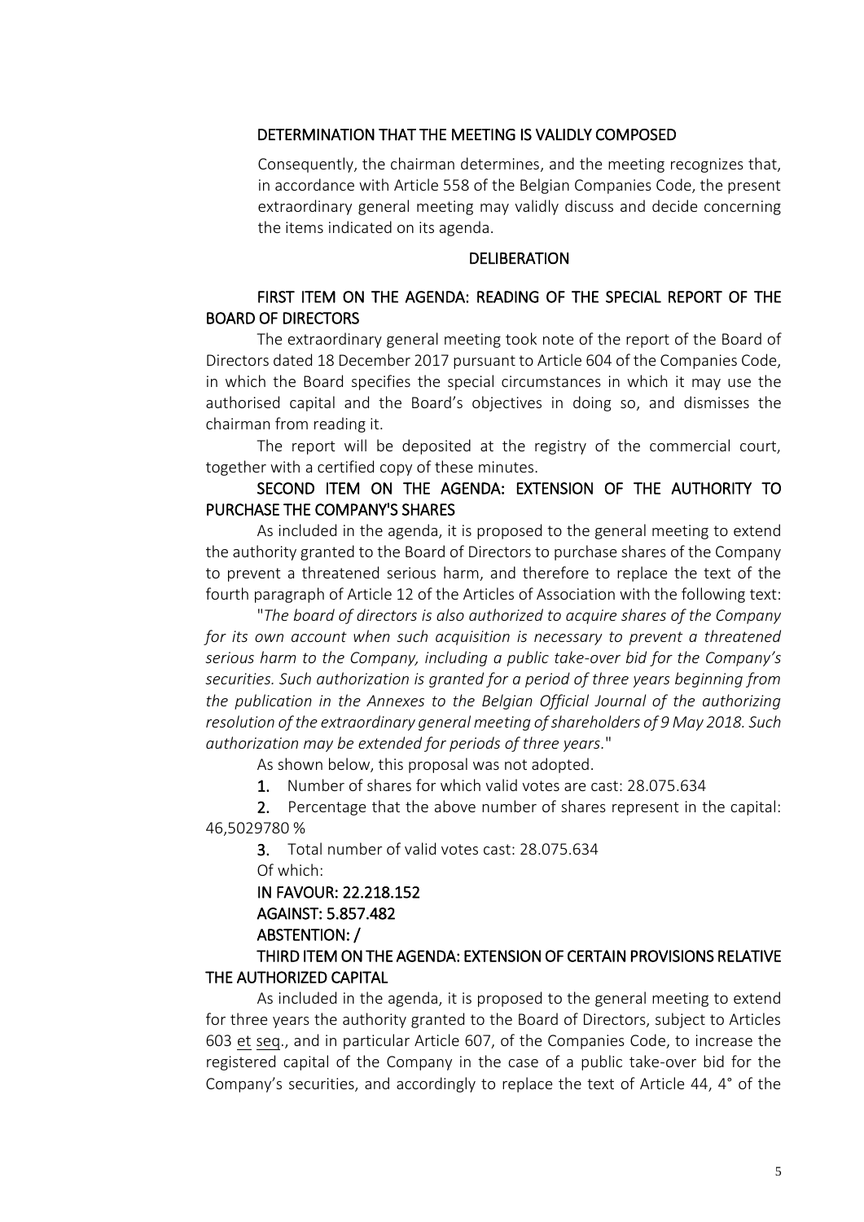### DETERMINATION THAT THE MEETING IS VALIDLY COMPOSED

Consequently, the chairman determines, and the meeting recognizes that, in accordance with Article 558 of the Belgian Companies Code, the present extraordinary general meeting may validly discuss and decide concerning the items indicated on its agenda.

### DELIBERATION

### FIRST ITEM ON THE AGENDA: READING OF THE SPECIAL REPORT OF THE BOARD OF DIRECTORS

The extraordinary general meeting took note of the report of the Board of Directors dated 18 December 2017 pursuant to Article 604 of the Companies Code, in which the Board specifies the special circumstances in which it may use the authorised capital and the Board's objectives in doing so, and dismisses the chairman from reading it.

The report will be deposited at the registry of the commercial court, together with a certified copy of these minutes.

### SECOND ITEM ON THE AGENDA: EXTENSION OF THE AUTHORITY TO PURCHASE THE COMPANY'S SHARES

As included in the agenda, it is proposed to the general meeting to extend the authority granted to the Board of Directors to purchase shares of the Company to prevent a threatened serious harm, and therefore to replace the text of the fourth paragraph of Article 12 of the Articles of Association with the following text:

"*The board of directors is also authorized to acquire shares of the Company for its own account when such acquisition is necessary to prevent a threatened serious harm to the Company, including a public take-over bid for the Company's securities. Such authorization is granted for a period of three years beginning from the publication in the Annexes to the Belgian Official Journal of the authorizing resolution of the extraordinary general meeting of shareholders of 9 May 2018. Such authorization may be extended for periods of three years.*"

As shown below, this proposal was not adopted.

**1.** Number of shares for which valid votes are cast: 28.075.634

**2.** Percentage that the above number of shares represent in the capital: 46,5029780 %

**3.** Total number of valid votes cast: 28.075.634

Of which:

**IN FAVOUR: 22.218.152**

**AGAINST: 5.857.482**

**ABSTENTION: /**

### THIRD ITEM ON THE AGENDA: EXTENSION OF CERTAIN PROVISIONS RELATIVE THE AUTHORIZED CAPITAL

As included in the agenda, it is proposed to the general meeting to extend for three years the authority granted to the Board of Directors, subject to Articles 603 et seq., and in particular Article 607, of the Companies Code, to increase the registered capital of the Company in the case of a public take-over bid for the Company's securities, and accordingly to replace the text of Article 44, 4° of the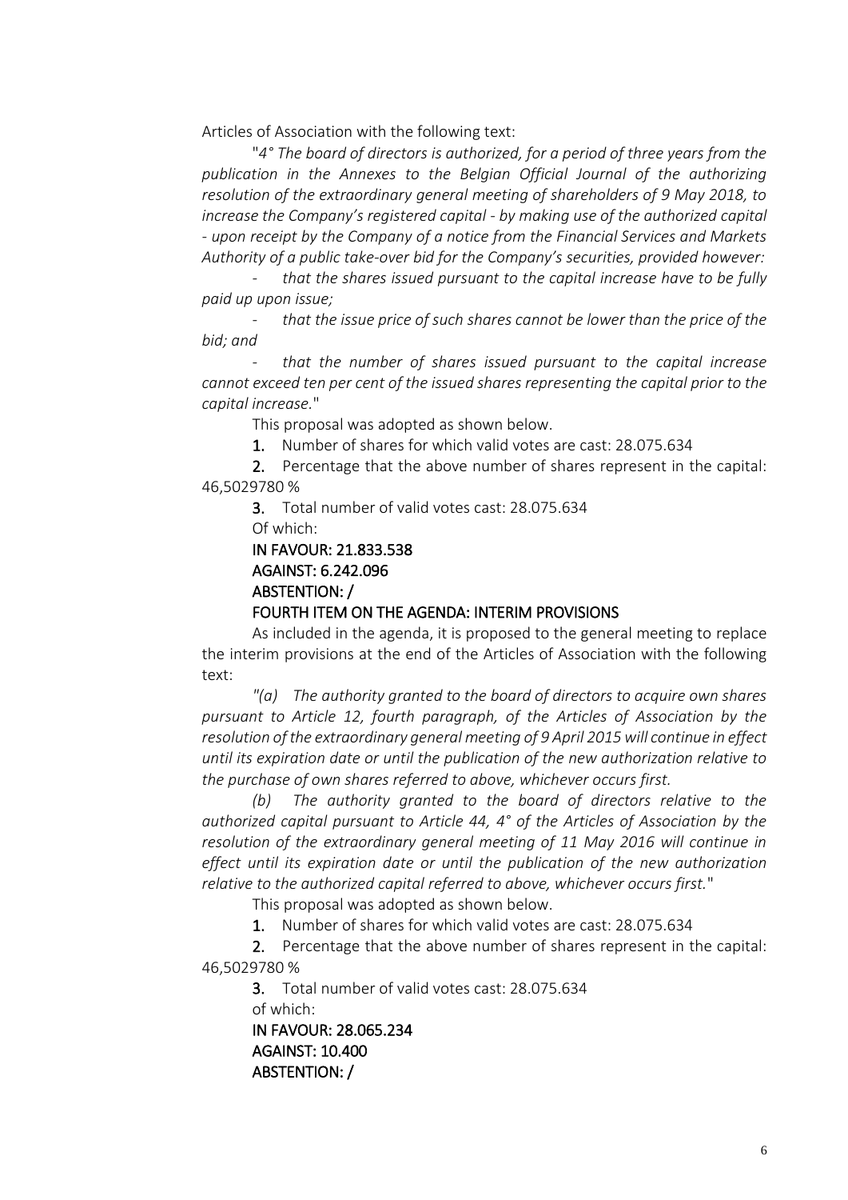Articles of Association with the following text:

"*4° The board of directors is authorized, for a period of three years from the publication in the Annexes to the Belgian Official Journal of the authorizing resolution of the extraordinary general meeting of shareholders of 9 May 2018, to increase the Company's registered capital - by making use of the authorized capital - upon receipt by the Company of a notice from the Financial Services and Markets Authority of a public take-over bid for the Company's securities, provided however:*

- *that the shares issued pursuant to the capital increase have to be fully paid up upon issue;*
- *that the issue price of such shares cannot be lower than the price of the bid; and*
- *that the number of shares issued pursuant to the capital increase cannot exceed ten per cent of the issued shares representing the capital prior to the capital increase.*"

This proposal was adopted as shown below.

**1.** Number of shares for which valid votes are cast: 28.075.634

**2.** Percentage that the above number of shares represent in the capital: 46,5029780 %

**3.** Total number of valid votes cast: 28.075.634

Of which:

**IN FAVOUR: 21.833.538**

**AGAINST: 6.242.096**

**ABSTENTION: /**

**FOURTH ITEM ON THE AGENDA: INTERIM PROVISIONS**

As included in the agenda, it is proposed to the general meeting to replace the interim provisions at the end of the Articles of Association with the following text:

*"(a) The authority granted to the board of directors to acquire own shares pursuant to Article 12, fourth paragraph, of the Articles of Association by the resolution of the extraordinary general meeting of 9 April 2015 will continue in effect until its expiration date or until the publication of the new authorization relative to the purchase of own shares referred to above, whichever occurs first.*

*(b) The authority granted to the board of directors relative to the authorized capital pursuant to Article 44, 4° of the Articles of Association by the resolution of the extraordinary general meeting of 11 May 2016 will continue in effect until its expiration date or until the publication of the new authorization relative to the authorized capital referred to above, whichever occurs first.*"

This proposal was adopted as shown below.

**1.** Number of shares for which valid votes are cast: 28.075.634

**2.** Percentage that the above number of shares represent in the capital: 46,5029780 %

**3.** Total number of valid votes cast: 28.075.634

of which:

**IN FAVOUR: 28.065.234**

**AGAINST: 10.400**

**ABSTENTION: /**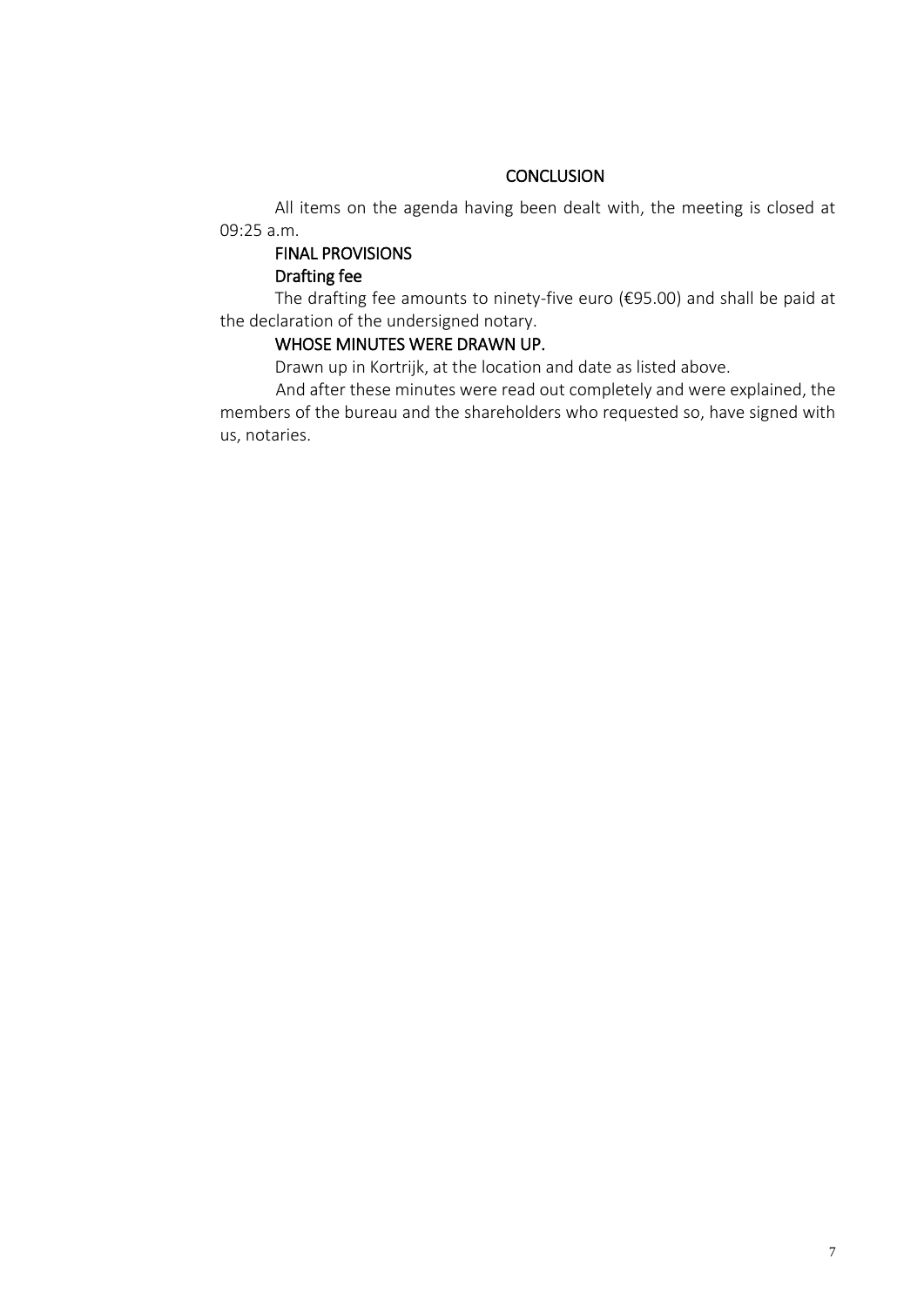## CONCLUSION

All items on the agenda having been dealt with, the meeting is closed at 09:25 a.m.

### FINAL PROVISIONS

#### Drafting fee

The drafting fee amounts to ninety-five euro (€95.00) and shall be paid at the declaration of the undersigned notary.

### WHOSE MINUTES WERE DRAWN UP.

Drawn up in Kortrijk, at the location and date as listed above.

And after these minutes were read out completely and were explained, the members of the bureau and the shareholders who requested so, have signed with us, notaries.